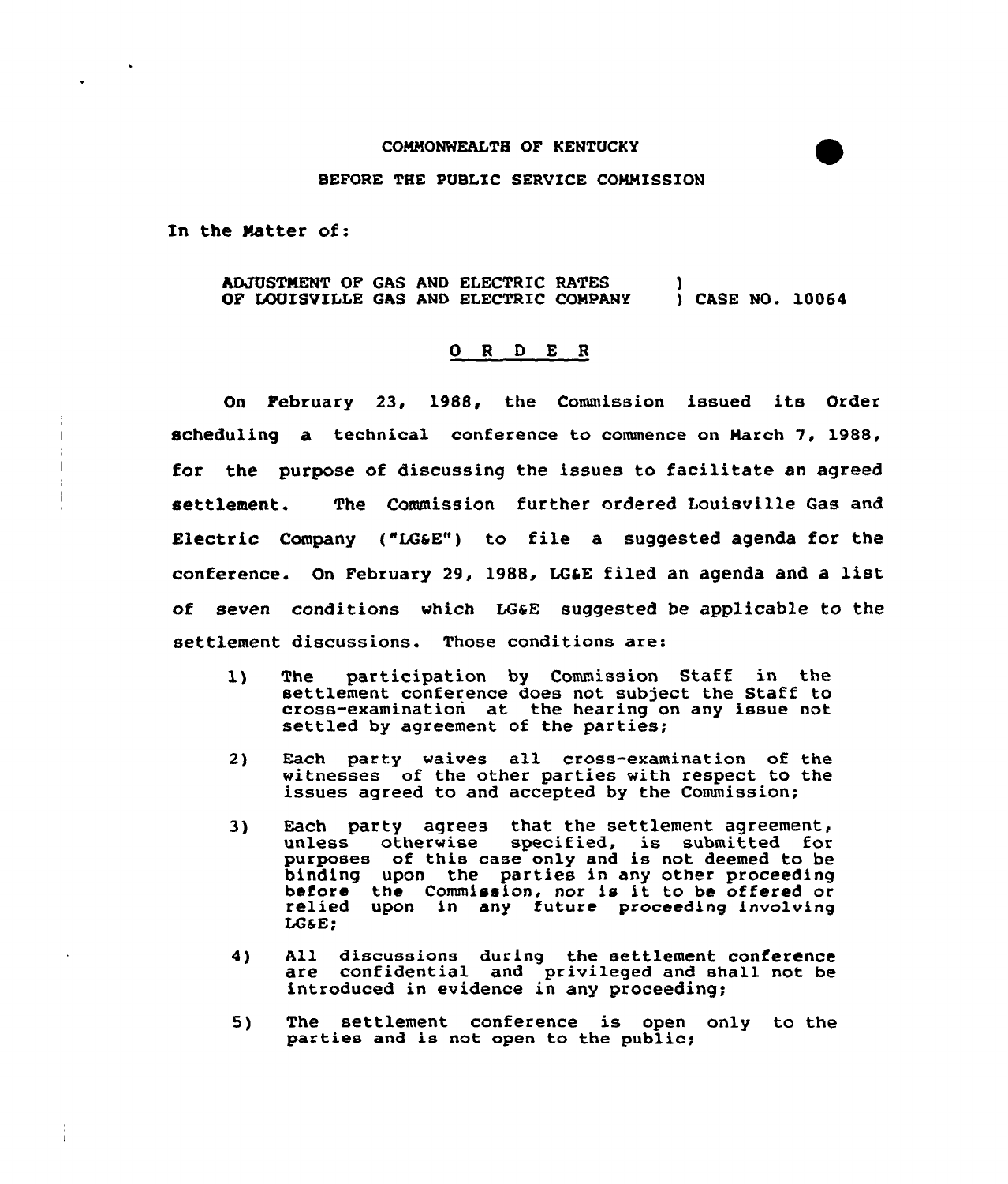COMMONWEALTH OF KENTUCKY

BEFORE THE PUBLIC SERVICE COMMISSION

In the Matter of:

ADJUSTMENT OF GAS AND ELECTRIC RATES OF LOUISVILLE GAS AND ELECTRIC COMPANY ) CASE NO. 10064

## O R D E R

On February 23, 1988, the Commission issued its Order scheduling a technical conference to commence on March 7, 1988, for the purpose of discussing the issues to facilitate an agreed settlement. The Commission further ordered Louisville Gas and Electric Company ("LG&E") to file a suggested agenda for the conference. On February 29, 1988, LG&E filed an agenda and a list of seven conditions which LG&E suggested be applicable to the settlement discussions. Those conditions are:

1) The participation by Commission Staff in the settlement conference does not subject the Staff to cross-examination at the hearing on any issue not settled by agreement of the parties;

2) Each party waives all cross-examination of the witnesses of the other parties with respect to the issues agreed to and accepted by the Commission;

3) Each party agrees that the settlement agreement, unless otherwise specified, is submitted for purposes of this case only and is not deemed to be binding upon the parties in any other proceeding before the Commission, nor is it to be offered or relied upon in any future proceeding involving LG&E;

4) All discussions during the settlement conference are confidential and privileged and shall not be introduced in evidence in any proceeding;

5) The settlement conference is open only to the parties and is not open to the public;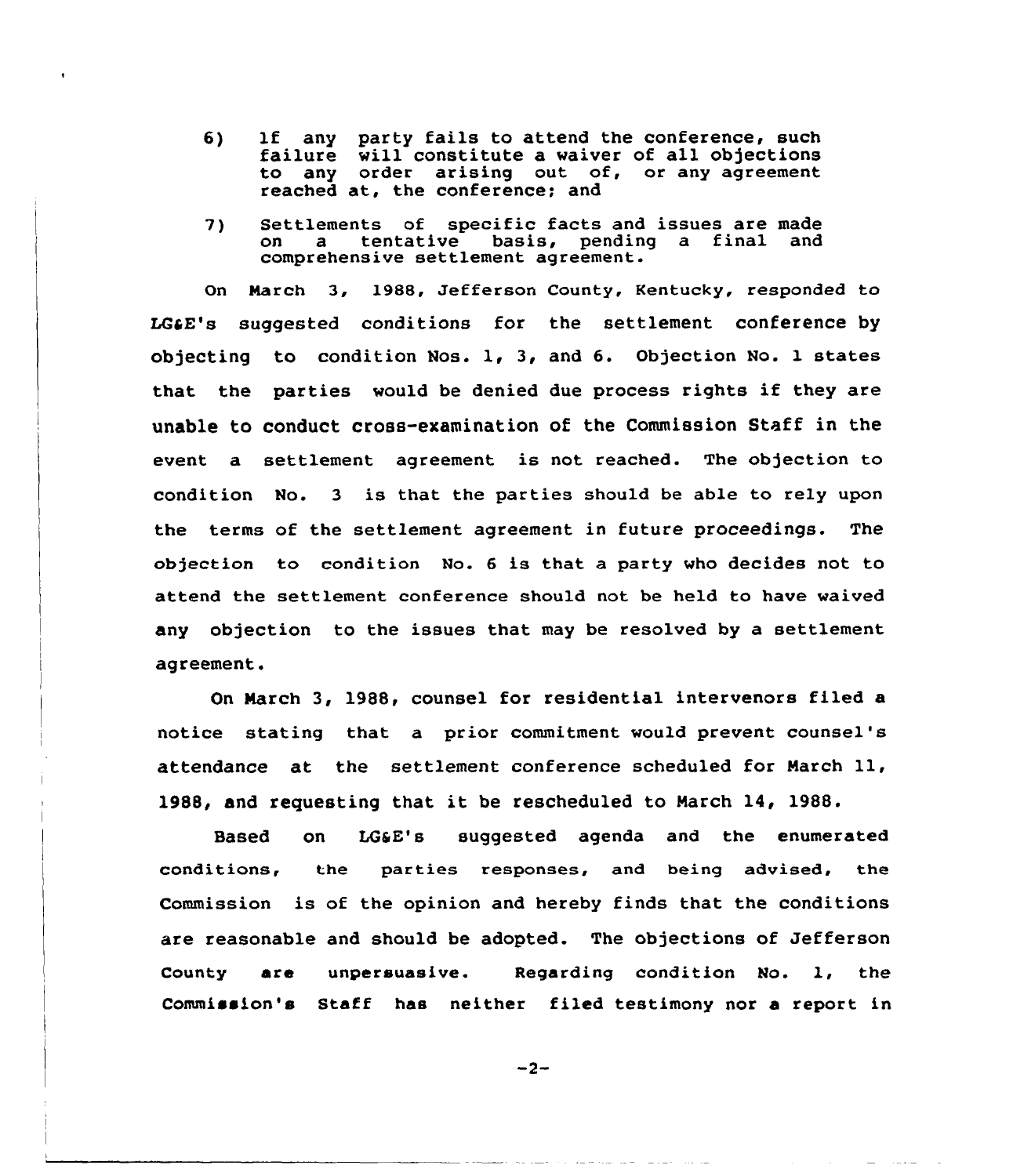6) If any party fails to attend the conference, such failure will constitute a waiver of all objections to any order arising out of, or any agreement reached at, the conference; and

7) Settlements of specific facts and issues are made on a tentative basis, pending a final and comprehensive settlement agreement.

On March 3, 1988, Jefferson County, Kentucky, responded to LG&E's suggested conditions for the settlement conference by objecting to condition Nos. 1, 3, and 6. Objection No. 1 states that the parties would be denied due process rights if they are unable to conduct cross-examination of the Commission Staff in the event a settlement agreement is not reached. The objection to condition No. 3 is that the parties should be able to rely upon the terms of the settlement agreement in future proceedings. The objection to condition No. 6 is that a party who decides not to attend the settlement conference should not be held to have waived any objection to the issues that may be resolved by a settlement agreement.

On March 3, 1988, counsel for residential intervenors filed a notice stating that a prior commitment would prevent counsel's attendance at the settlement conference scheduled for March 11, 1988, and requesting that it be rescheduled to March 14, 1988.

Based on LG&E's suggested agenda and the enumerated conditions, the parties responses, and being advised, the Commission is of the opinion and hereby finds that the conditions are reasonable and should be adopted. The objections of Jefferson County are unpersuasive. Regarding condition No. 1, the Commission's Staff has neither filed testimony nor a report in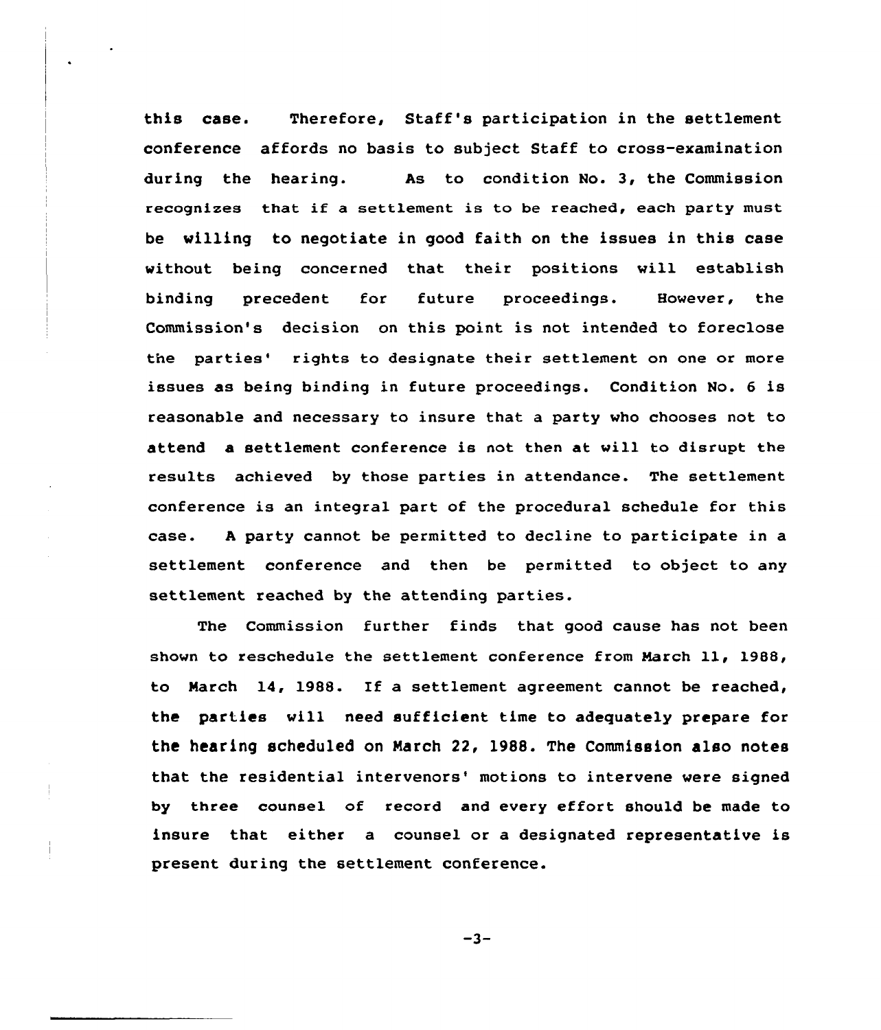this case. Therefore, Staff's participation in the settlement conference affords no basis to subject Staff to cross-examination during the hearing. As to condition No. 3, the Commission recognizes that if a settlement is to be reached, each party must be willing to negotiate in good faith on the issues in this case without being concerned that their positions will establish binding precedent for future proceedings. However, the Commission's decision on this point is not intended to foreclose the parties' rights to designate their settlement on one or more issues as being binding in future proceedings. Condition No. 6 is reasonable and necessary to insure that a party who chooses not to attend a settlement conference is not then at will to disrupt the results achieved by those parties in attendance. The settlement conference is an integral part of the procedural schedule for this case. A party cannot be permitted to decline to participate in a settlement conference and then be permitted to object to any settlement reached by the attending parties.

The Commission further finds that good cause has not been shown to reschedule the settlement conference from March 11, 1988, to March 14, 1988. If a settlement agreement cannot be reached, the parties will need sufficient time to adequately prepare for the hearing scheduled on March 22, 1988. The Commission also notes that the residential intervenors' motions to intervene were signed by three counsel of record and every effort should be made to insure that either a counsel or a designated representative is present during the settlement conference.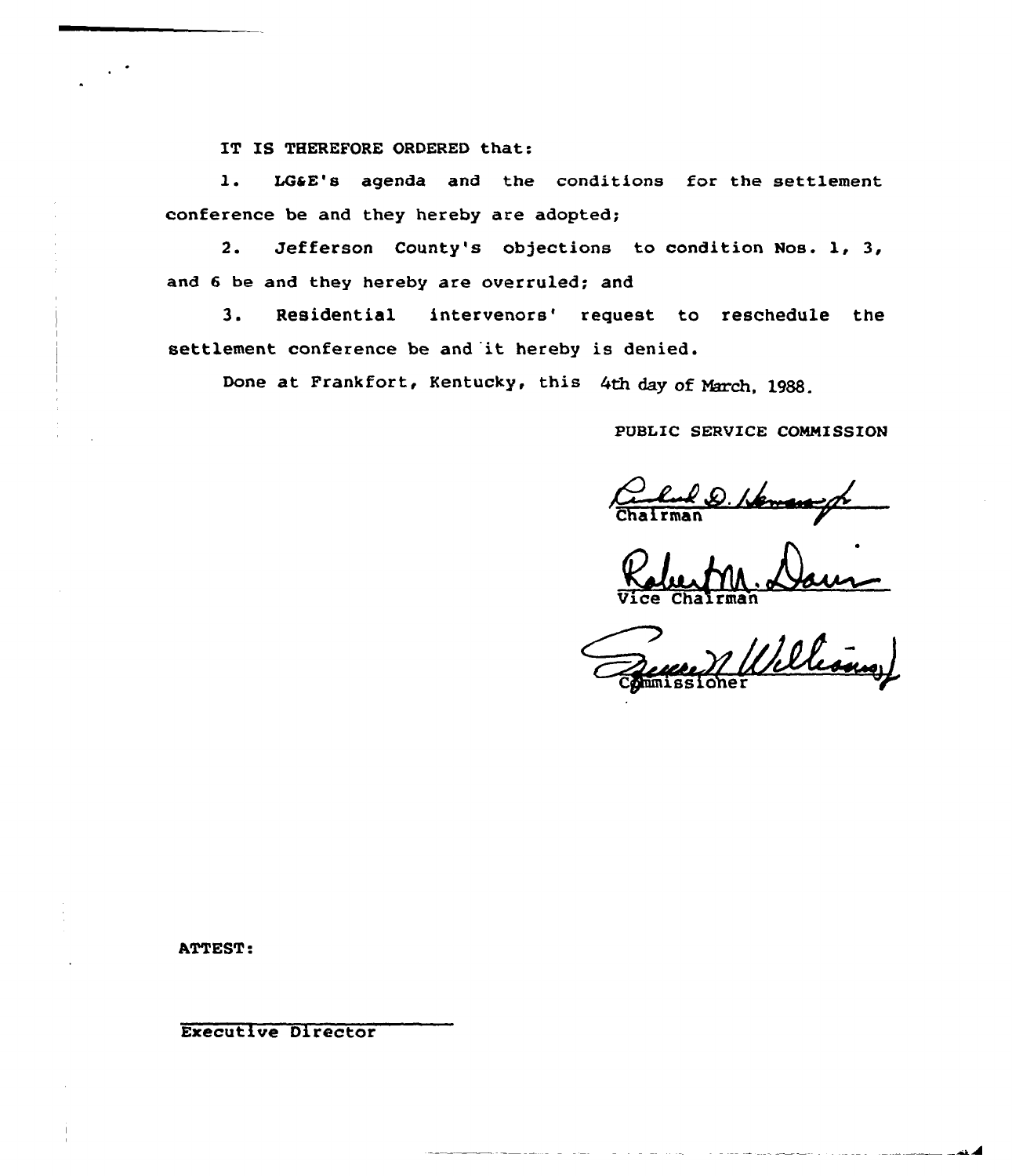IT IS THEREFORE ORDERED that:

1. LG&E's agenda and the conditions for the settlement conference be and they hereby are adopted;

2. Jefferson County's objections to condition Nos. 1, 3, and 6 be and they hereby are overruled; and

3. Residential intervenors' request to reschedule the settlement conference be and it hereby is denied.

Done at Frankfort, Kentucky, this 4th day of March, 1988.

PUBLIC SERVICE COMMISSION

Chairman

Vice Chairman

Commissioner

ATTEST:

Executive Director